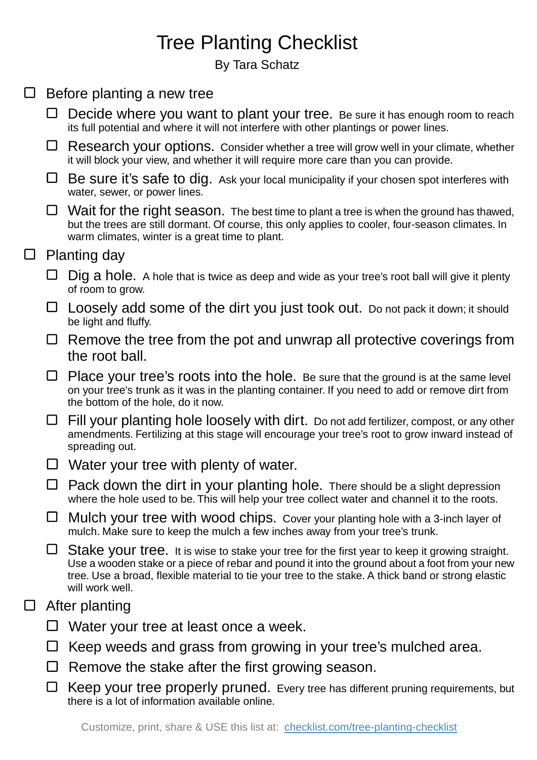# Tree Planting Checklist

By Tara Schatz

- [ ] Before planting a new tree
    - [ ] Decide where you want to plant your tree. Be sure it has enough room to reach its full potential and where it will not interfere with other plantings or power lines.
    - [ ] Research your options. Consider whether a tree will grow well in your climate, whether it will block your view, and whether it will require more care than you can provide.
    - [ ] Be sure it's safe to dig. Ask your local municipality if your chosen spot interferes with water, sewer, or power lines.
    - [ ] Wait for the right season. The best time to plant a tree is when the ground has thawed, but the trees are still dormant. Of course, this only applies to cooler, four-season climates. In warm climates, winter is a great time to plant.
- [ ] Planting day
    - [ ] Dig a hole. A hole that is twice as deep and wide as your tree's root ball will give it plenty of room to grow.
    - [ ] Loosely add some of the dirt you just took out. Do not pack it down; it should be light and fluffy.
    - [ ] Remove the tree from the pot and unwrap all protective coverings from the root ball.
    - [ ] Place your tree's roots into the hole. Be sure that the ground is at the same level on your tree's trunk as it was in the planting container. If you need to add or remove dirt from the bottom of the hole, do it now.
    - [ ] Fill your planting hole loosely with dirt. Do not add fertilizer, compost, or any other amendments. Fertilizing at this stage will encourage your tree's root to grow inward instead of spreading out.
    - [ ] Water your tree with plenty of water.
    - [ ] Pack down the dirt in your planting hole. There should be a slight depression where the hole used to be. This will help your tree collect water and channel it to the roots.
    - [ ] Mulch your tree with wood chips. Cover your planting hole with a 3-inch layer of mulch. Make sure to keep the mulch a few inches away from your tree's trunk.
    - [ ] Stake your tree. It is wise to stake your tree for the first year to keep it growing straight. Use a wooden stake or a piece of rebar and pound it into the ground about a foot from your new tree. Use a broad, flexible material to tie your tree to the stake. A thick band or strong elastic will work well.
- [ ] After planting
    - [ ] Water your tree at least once a week.
    - [ ] Keep weeds and grass from growing in your tree's mulched area.
    - [ ] Remove the stake after the first growing season.
    - [ ] Keep your tree properly pruned. Every tree has different pruning requirements, but there is a lot of information available online.

Customize, print, share & USE this list at: [checklist.com/tree-planting-checklist](checklist.com/tree-planting-checklist)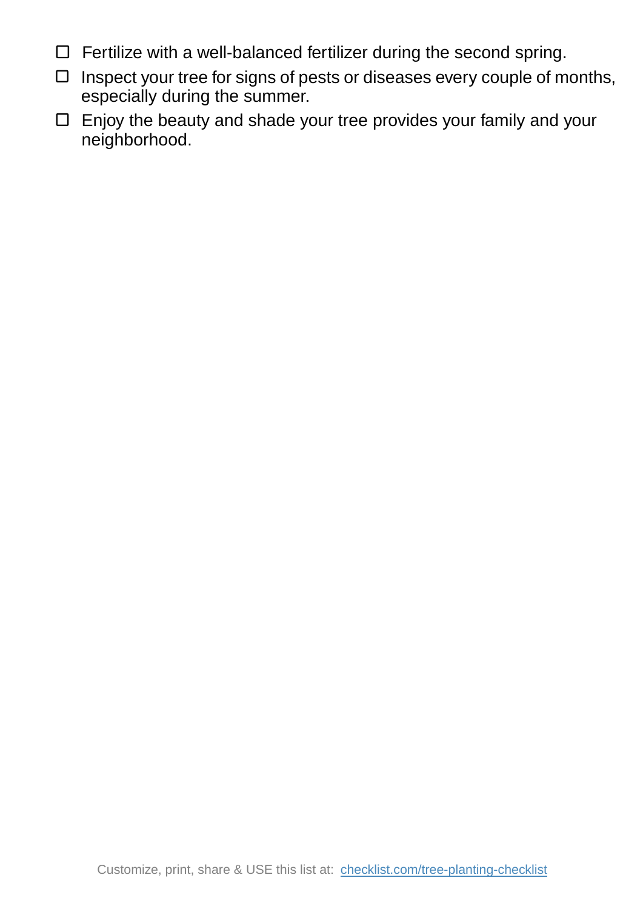- [ ] Fertilize with a well-balanced fertilizer during the second spring.
- [ ] Inspect your tree for signs of pests or diseases every couple of months, especially during the summer.
- [ ] Enjoy the beauty and shade your tree provides your family and your neighborhood.

Customize, print, share & USE this list at: [checklist.com/tree-planting-checklist](https://checklist.com/tree-planting-checklist)